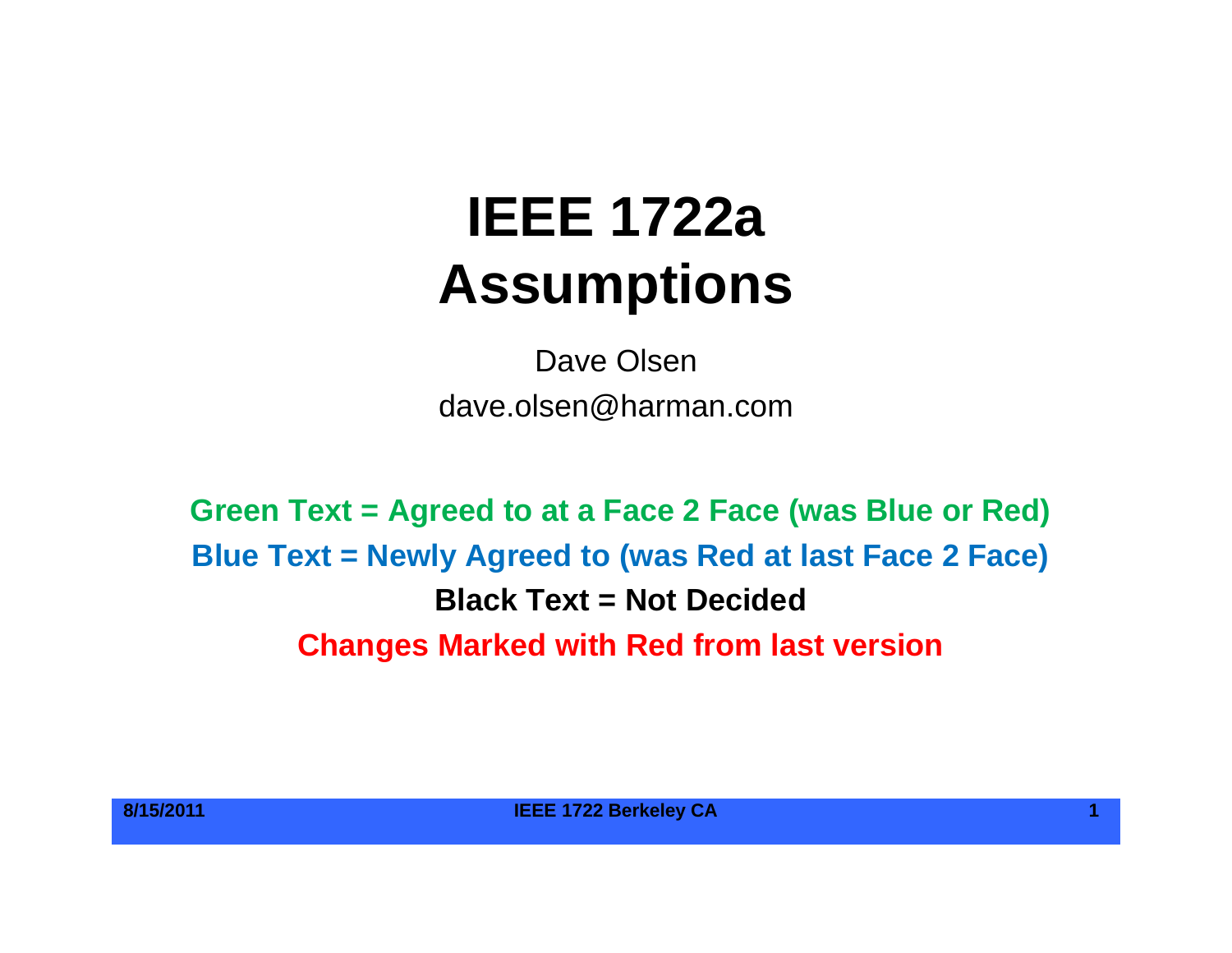# IEEE 1722a Assumptions

Dave Olsen

dave.olsen@harman.com

**Green Text = Agreed to at a Face 2 Face (was Blue or Red)**

**Blue Text = Newly Agreed to (was Red at last Face 2 Face)**

**Black Text = Not Decided**

**Changes Marked with Red from last version**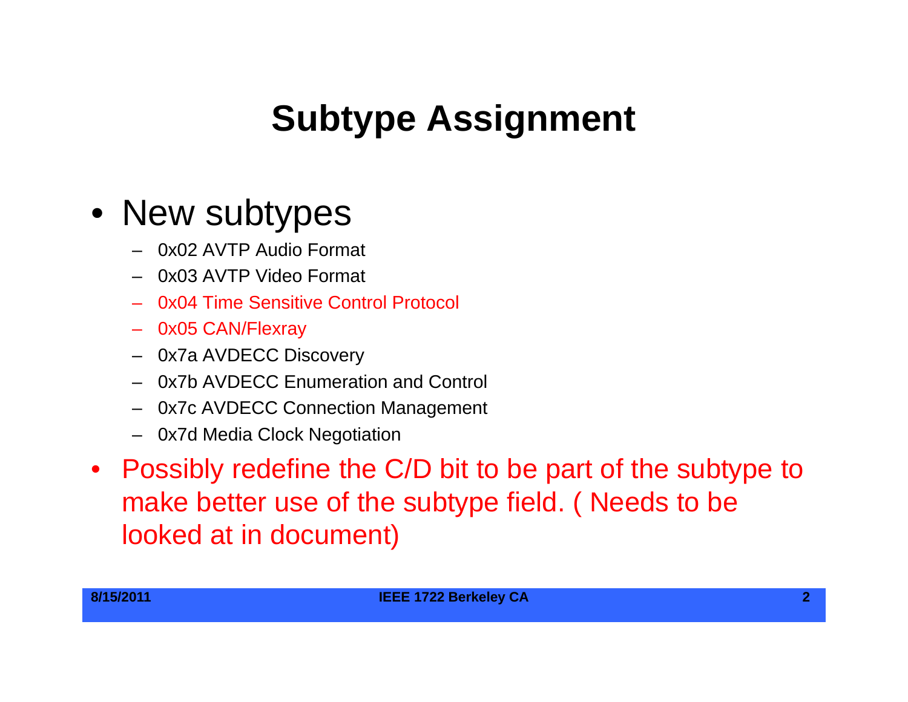# Subtype Assignment

- New subtypes
  - 0x02 AVTP Audio Format
  - 0x03 AVTP Video Format
  - 0x04 Time Sensitive Control Protocol
  - 0x05 CAN/Flexray
  - 0x7a AVDECC Discovery
  - 0x7b AVDECC Enumeration and Control
  - 0x7c AVDECC Connection Management
  - 0x7d Media Clock Negotiation
- Possibly redefine the C/D bit to be part of the subtype to make better use of the subtype field. ( Needs to be looked at in document)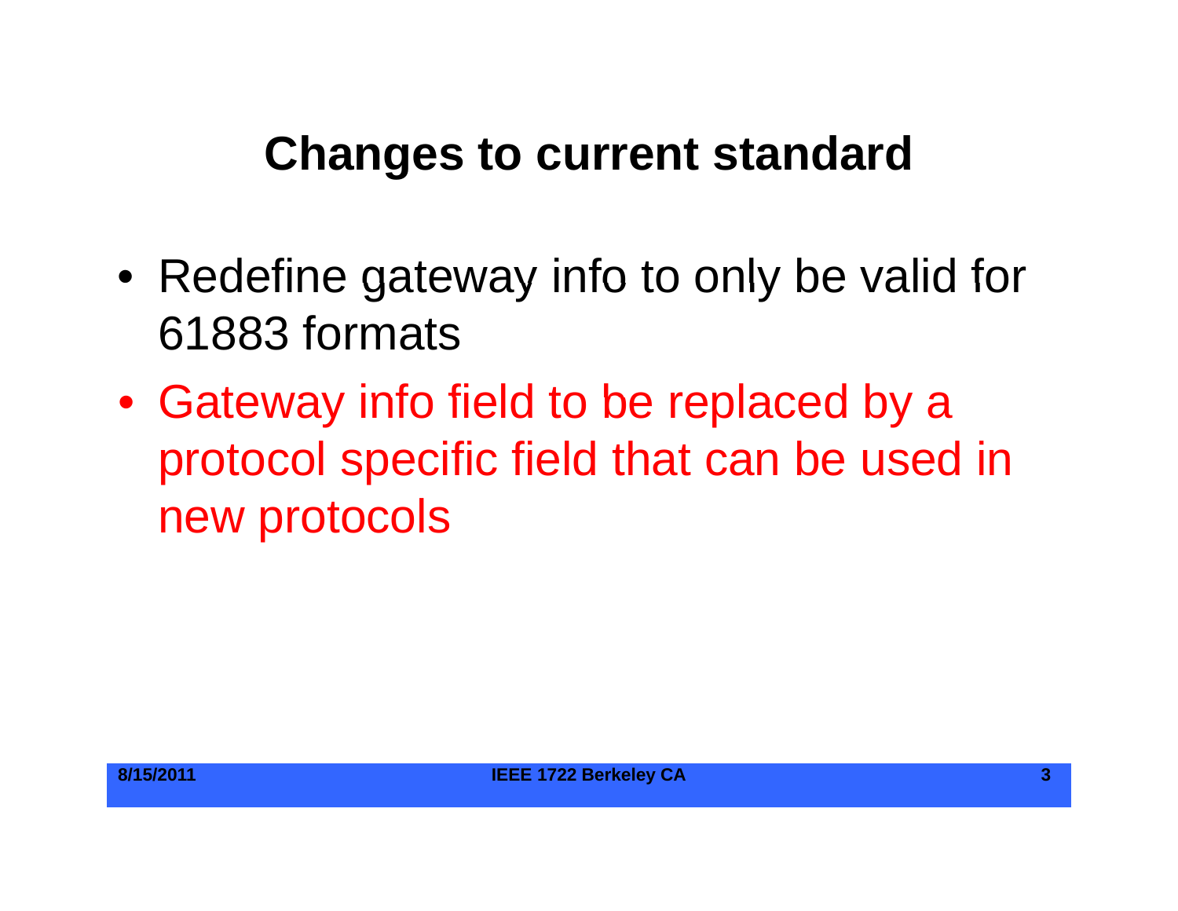# Changes to current standard

- Redefine gateway info to only be valid for 61883 formats
- Gateway info field to be replaced by a protocol specific field that can be used in new protocols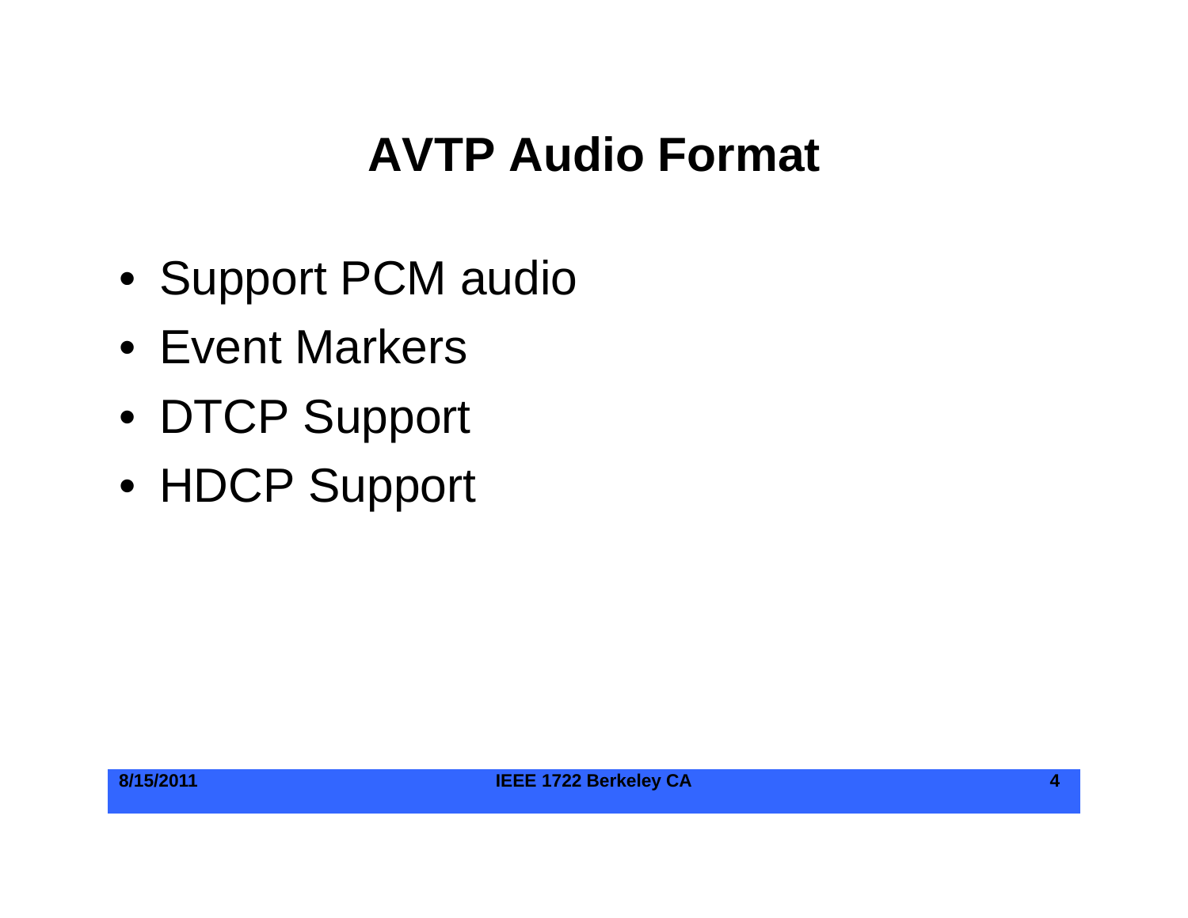# AVTP Audio Format

- Support PCM audio
- Event Markers
- DTCP Support
- HDCP Support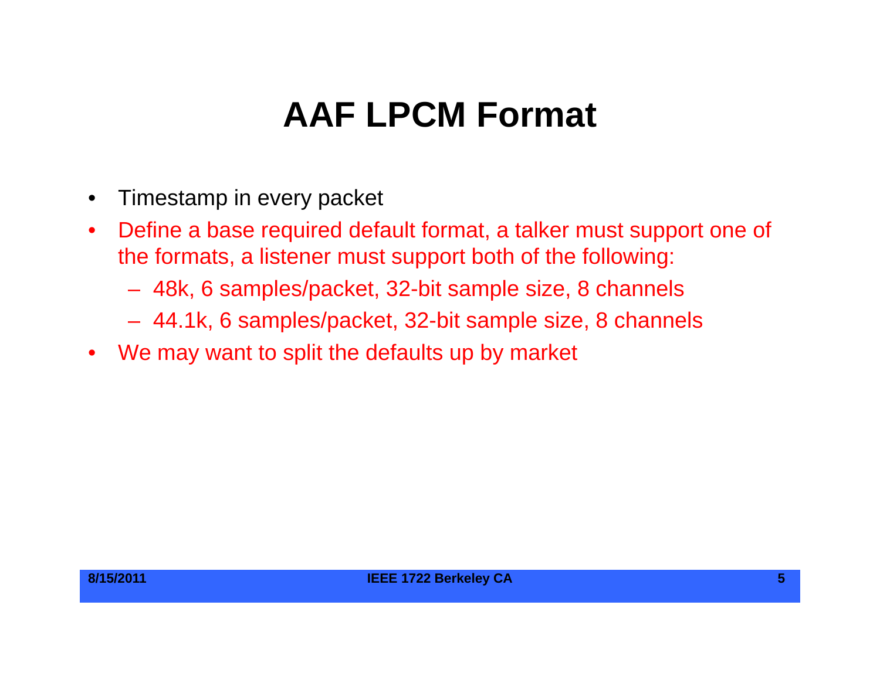# AAF LPCM Format

- Timestamp in every packet
- Define a base required default format, a talker must support one of the formats, a listener must support both of the following:
  - 48k, 6 samples/packet, 32-bit sample size, 8 channels
  - 44.1k, 6 samples/packet, 32-bit sample size, 8 channels
- We may want to split the defaults up by market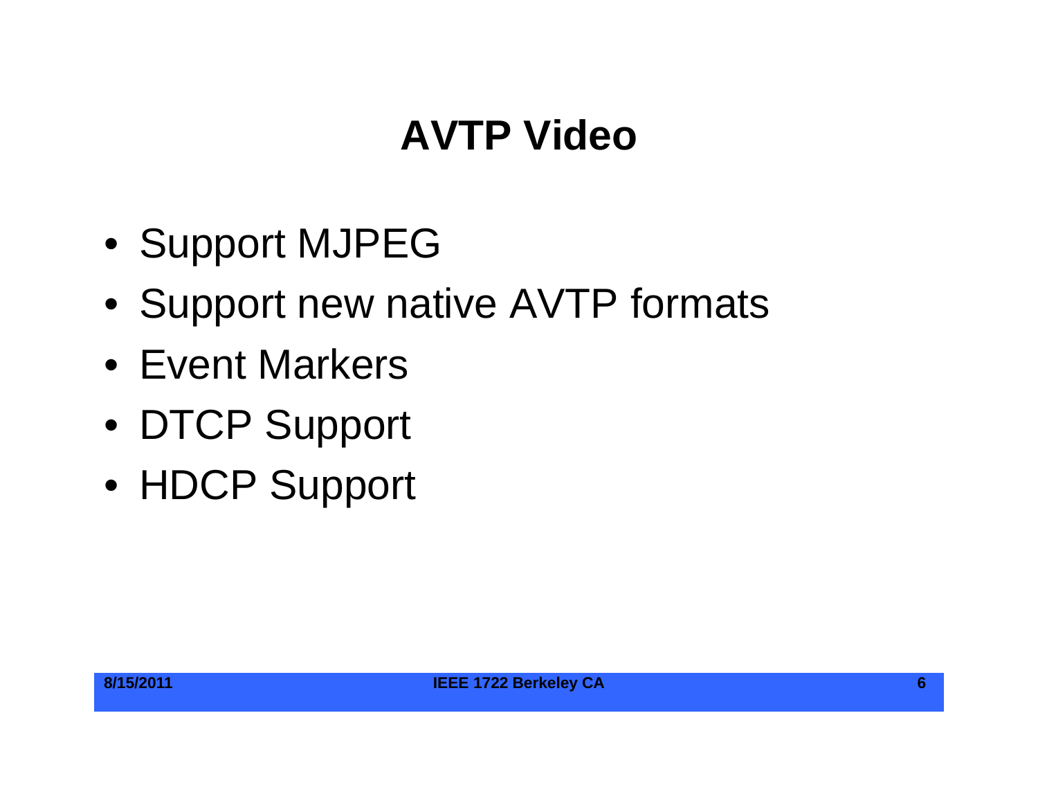# AVTP Video

- Support MJPEG
- Support new native AVTP formats
- Event Markers
- DTCP Support
- HDCP Support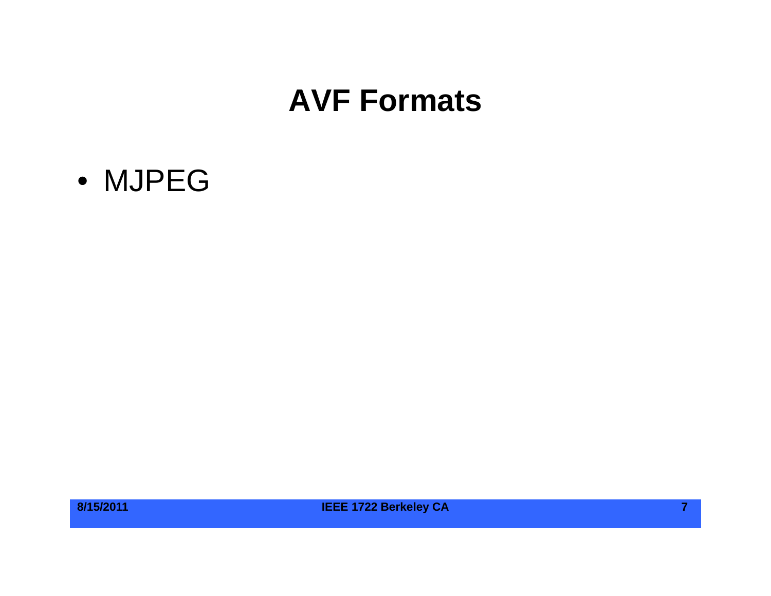# AVF Formats

- MJPEG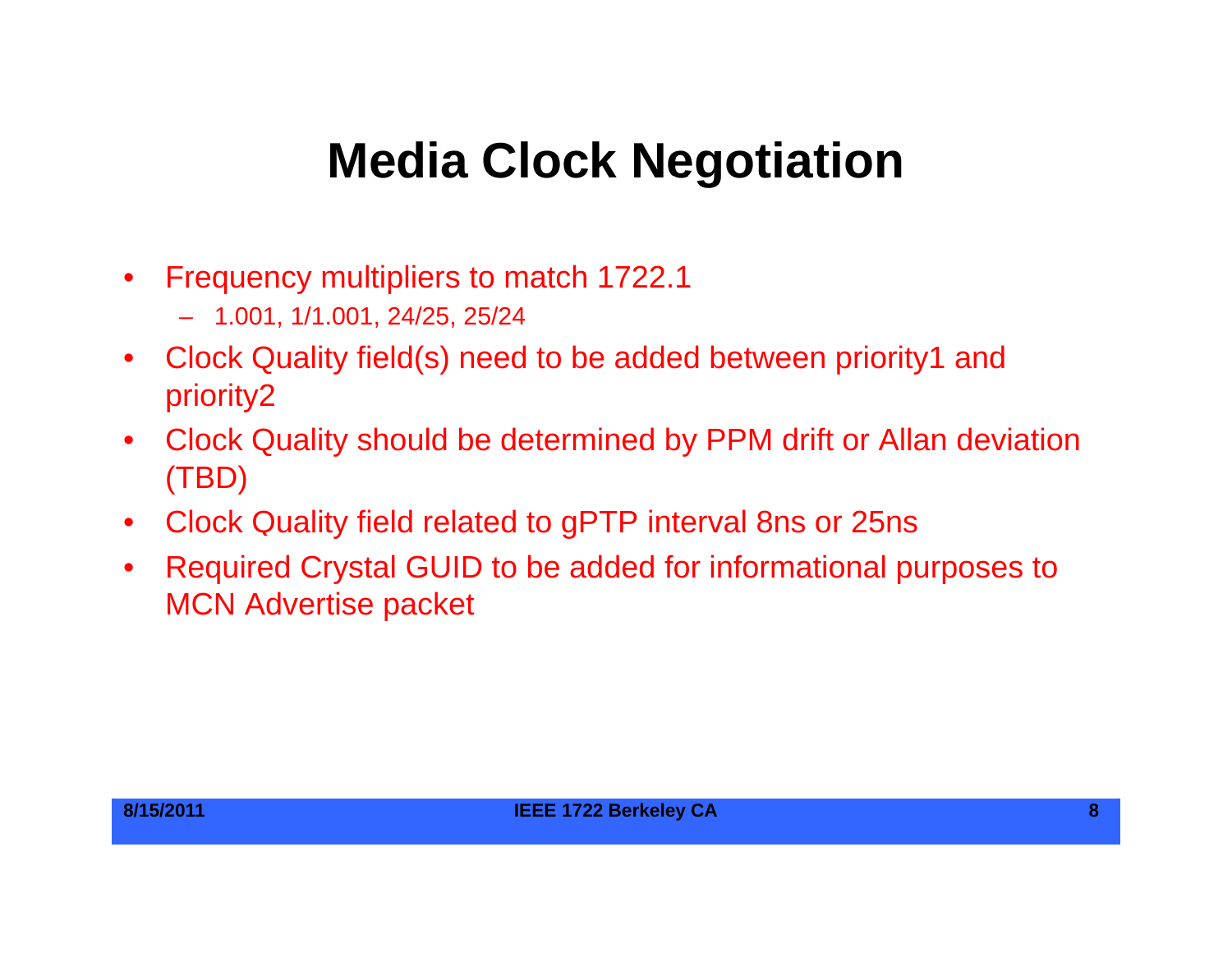# Media Clock Negotiation

- Frequency multipliers to match 1722.1
  - 1.001, 1/1.001, 24/25, 25/24
- Clock Quality field(s) need to be added between priority1 and priority2
- Clock Quality should be determined by PPM drift or Allan deviation (TBD)
- Clock Quality field related to gPTP interval 8ns or 25ns
- Required Crystal GUID to be added for informational purposes to MCN Advertise packet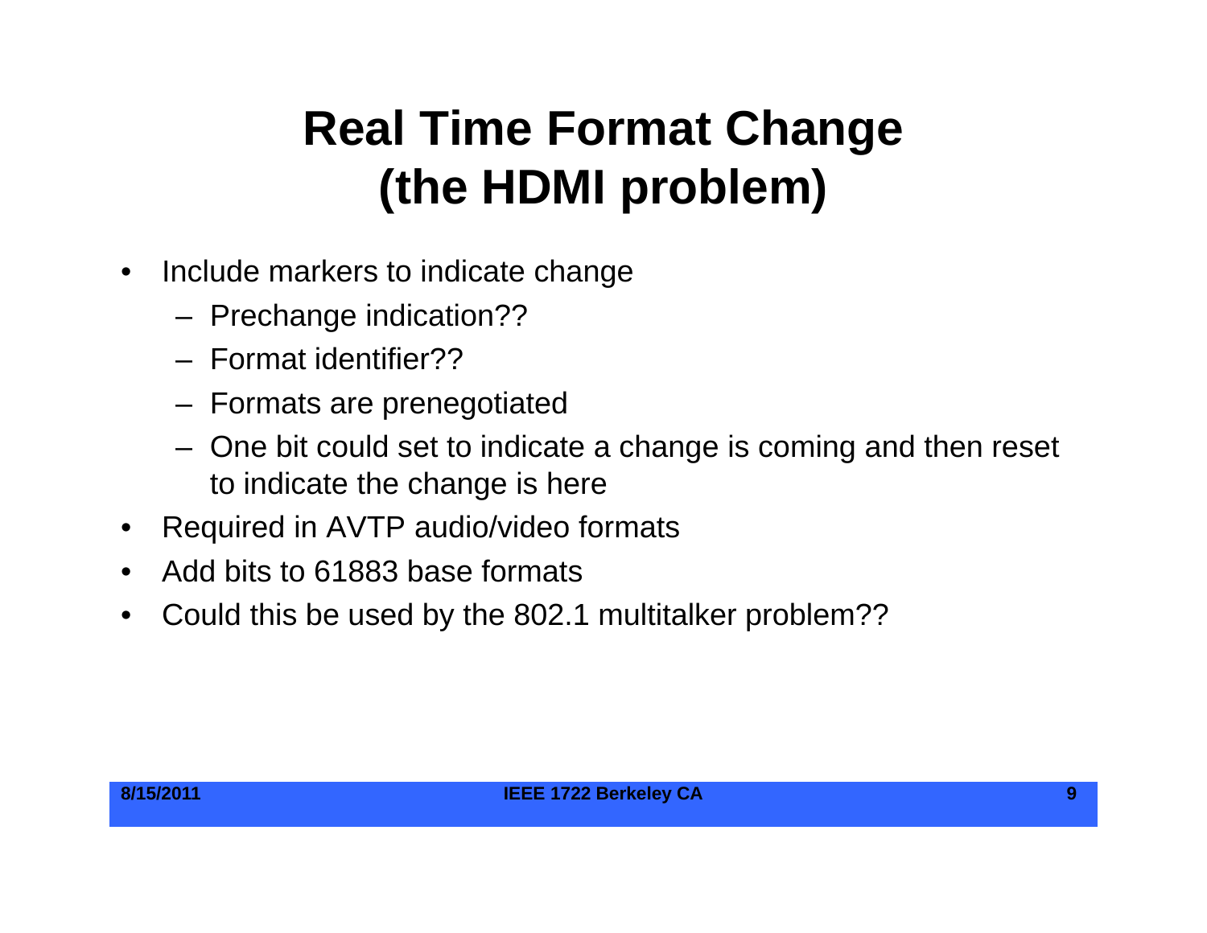# Real Time Format Change (the HDMI problem)

- Include markers to indicate change
  - Prechange indication??
  - Format identifier??
  - Formats are prenegotiated
  - One bit could set to indicate a change is coming and then reset to indicate the change is here
- Required in AVTP audio/video formats
- Add bits to 61883 base formats
- Could this be used by the 802.1 multitalker problem??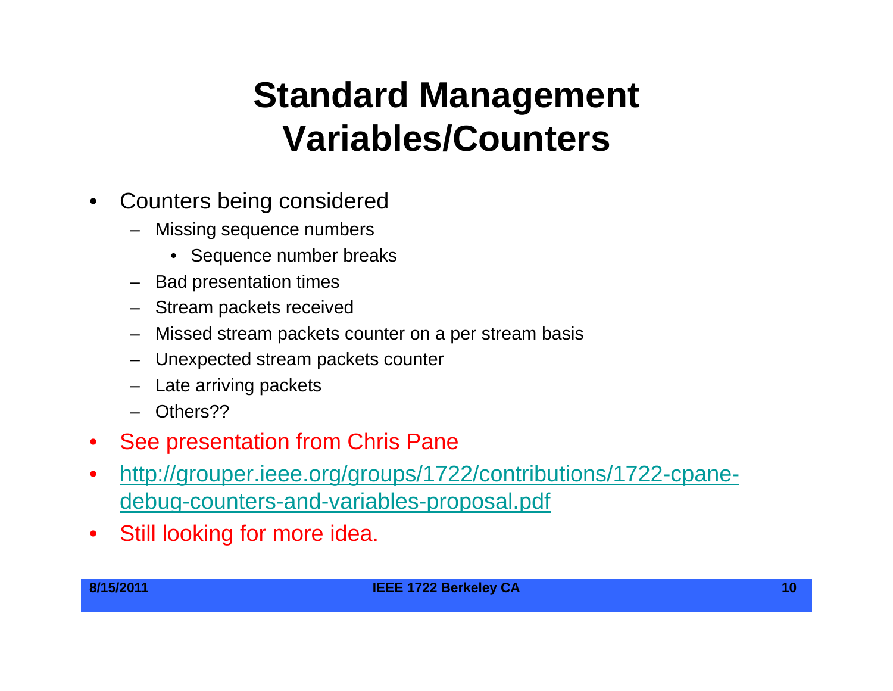# Standard Management Variables/Counters

- Counters being considered
  - Missing sequence numbers
    - Sequence number breaks
  - Bad presentation times
  - Stream packets received
  - Missed stream packets counter on a per stream basis
  - Unexpected stream packets counter
  - Late arriving packets
  - Others??
- See presentation from Chris Pane
- [http://grouper.ieee.org/groups/1722/contributions/1722-cpane-debug-counters-and-variables-proposal.pdf](http://grouper.ieee.org/groups/1722/contributions/1722-cpane-debug-counters-and-variables-proposal.pdf)
- Still looking for more idea.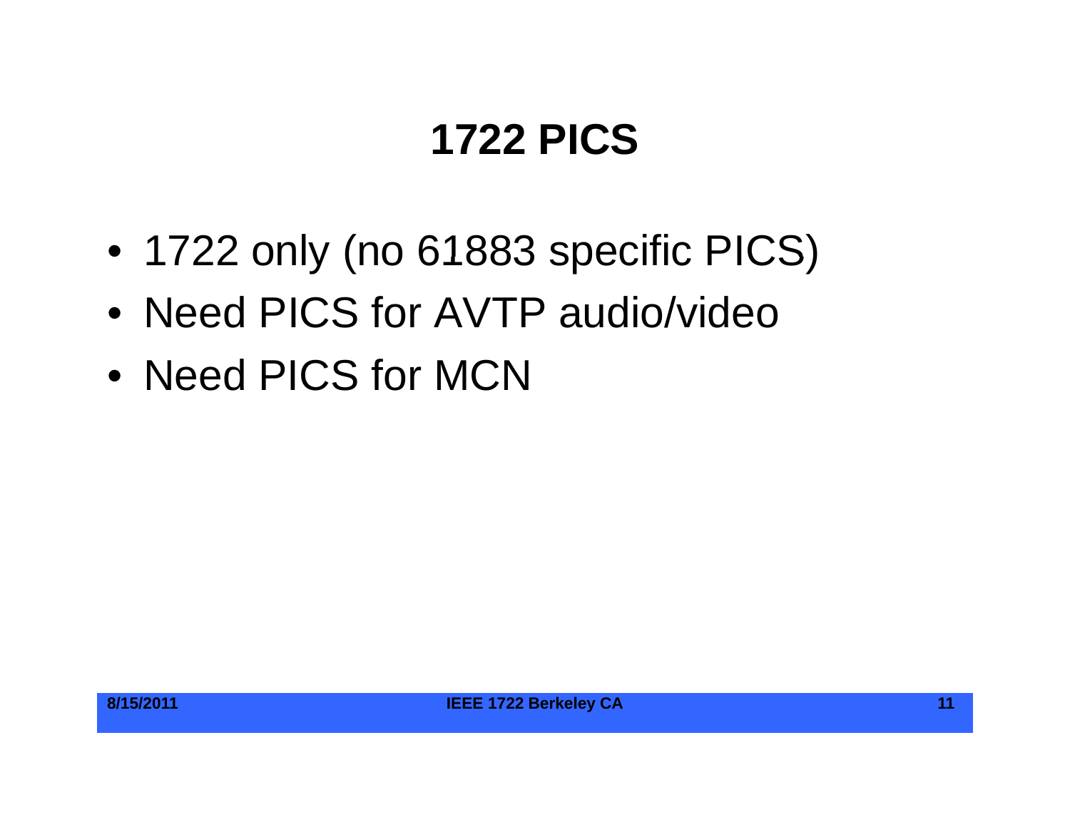# 1722 PICS

- 1722 only (no 61883 specific PICS)
- Need PICS for AVTP audio/video
- Need PICS for MCN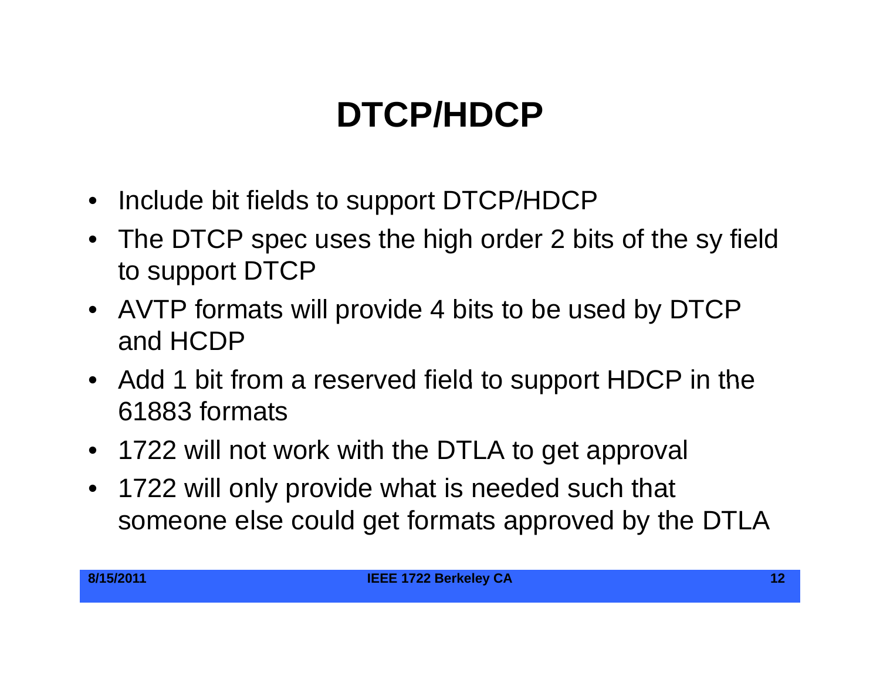# DTCP/HDCP

- Include bit fields to support DTCP/HDCP
- The DTCP spec uses the high order 2 bits of the sy field to support DTCP
- AVTP formats will provide 4 bits to be used by DTCP and HCDP
- Add 1 bit from a reserved field to support HDCP in the 61883 formats
- 1722 will not work with the DTLA to get approval
- 1722 will only provide what is needed such that someone else could get formats approved by the DTLA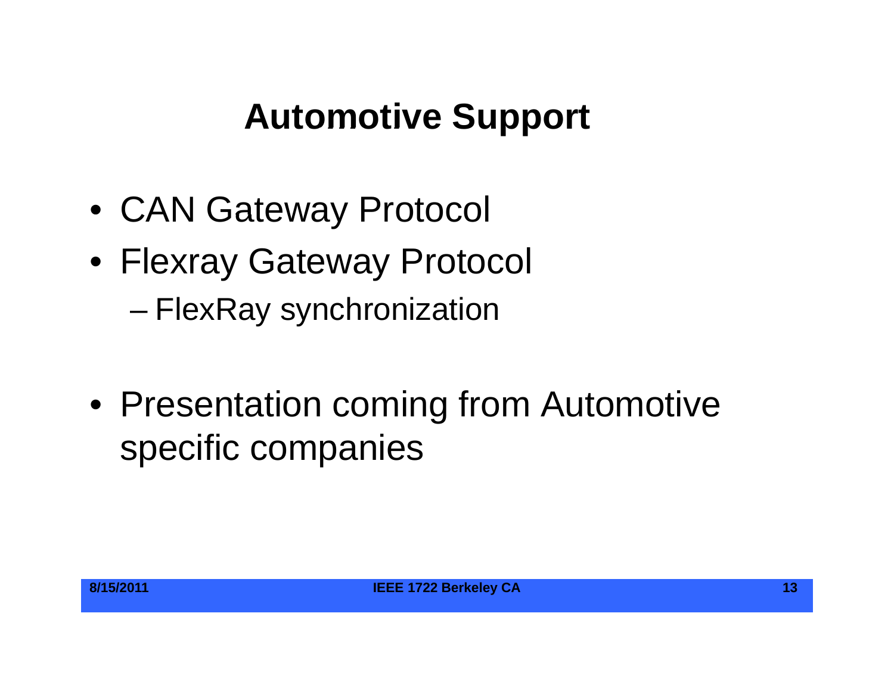# Automotive Support

- CAN Gateway Protocol
- Flexray Gateway Protocol
  - FlexRay synchronization

- Presentation coming from Automotive specific companies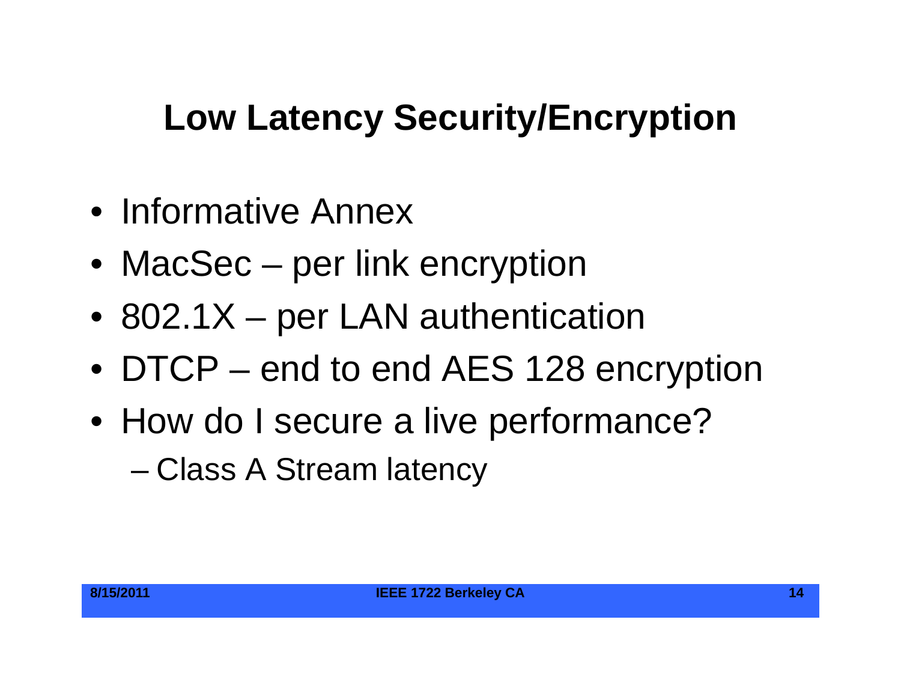# Low Latency Security/Encryption

- Informative Annex
- MacSec – per link encryption
- 802.1X – per LAN authentication
- DTCP – end to end AES 128 encryption
- How do I secure a live performance?
  - Class A Stream latency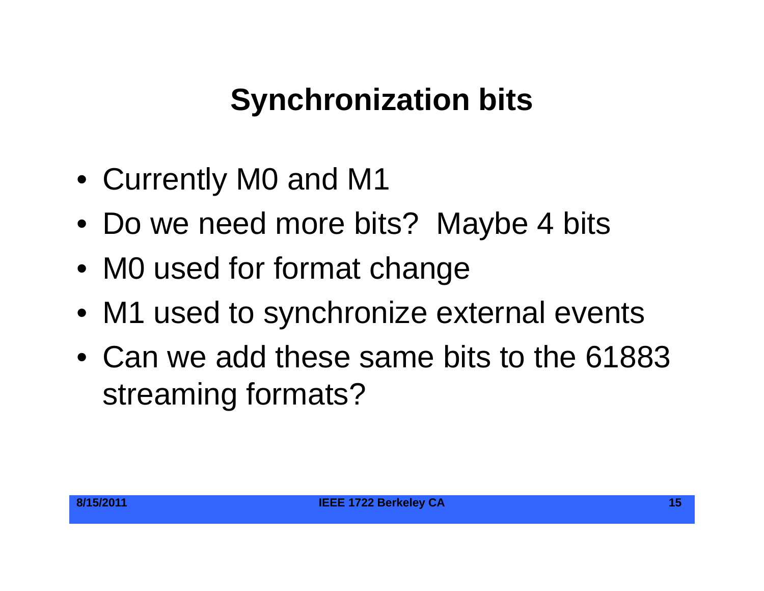# Synchronization bits

- Currently M0 and M1
- Do we need more bits? Maybe 4 bits
- M0 used for format change
- M1 used to synchronize external events
- Can we add these same bits to the 61883 streaming formats?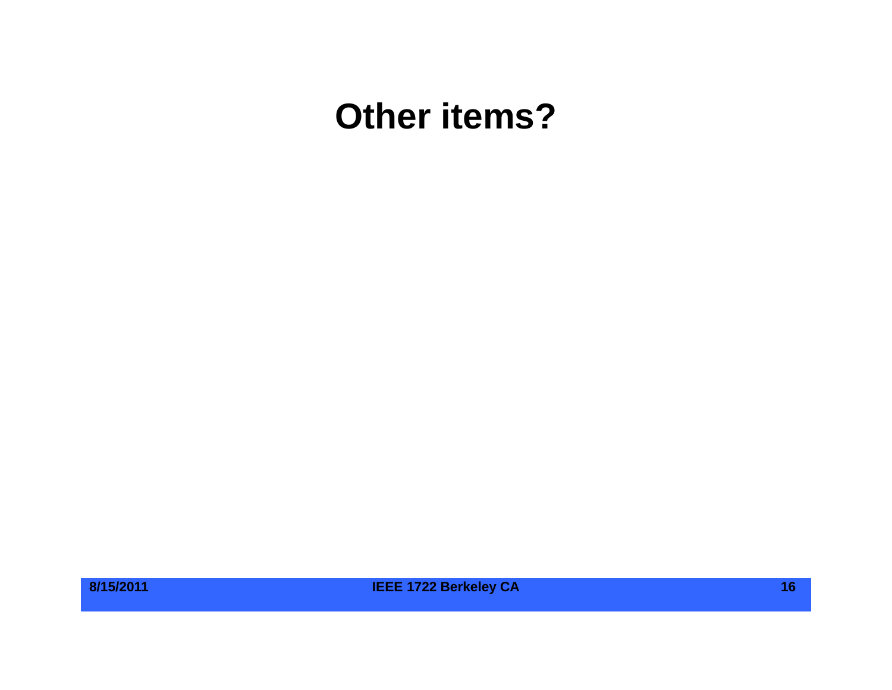# Other items?